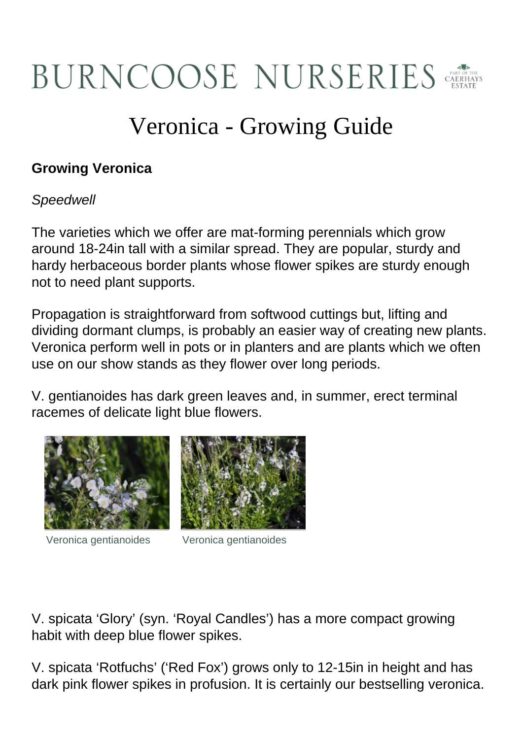# BURNCOOSE NURSERIES

## Veronica - Growing Guide

**Growing Veronica**

*Speedwell*

The varieties which we offer are mat-forming perennials which grow around 18-24in tall with a similar spread. They are popular, sturdy and hardy herbaceous border plants whose flower spikes are sturdy enough not to need plant supports.

Propagation is straightforward from softwood cuttings but, lifting and dividing dormant clumps, is probably an easier way of creating new plants. Veronica perform well in pots or in planters and are plants which we often use on our show stands as they flower over long periods.

V. gentianoides has dark green leaves and, in summer, erect terminal racemes of delicate light blue flowers.

Veronica gentianoides

Veronica gentianoides

V. spicata 'Glory' (syn. 'Royal Candles') has a more compact growing habit with deep blue flower spikes.

V. spicata 'Rotfuchs' ('Red Fox') grows only to 12-15in in height and has dark pink flower spikes in profusion. It is certainly our bestselling veronica.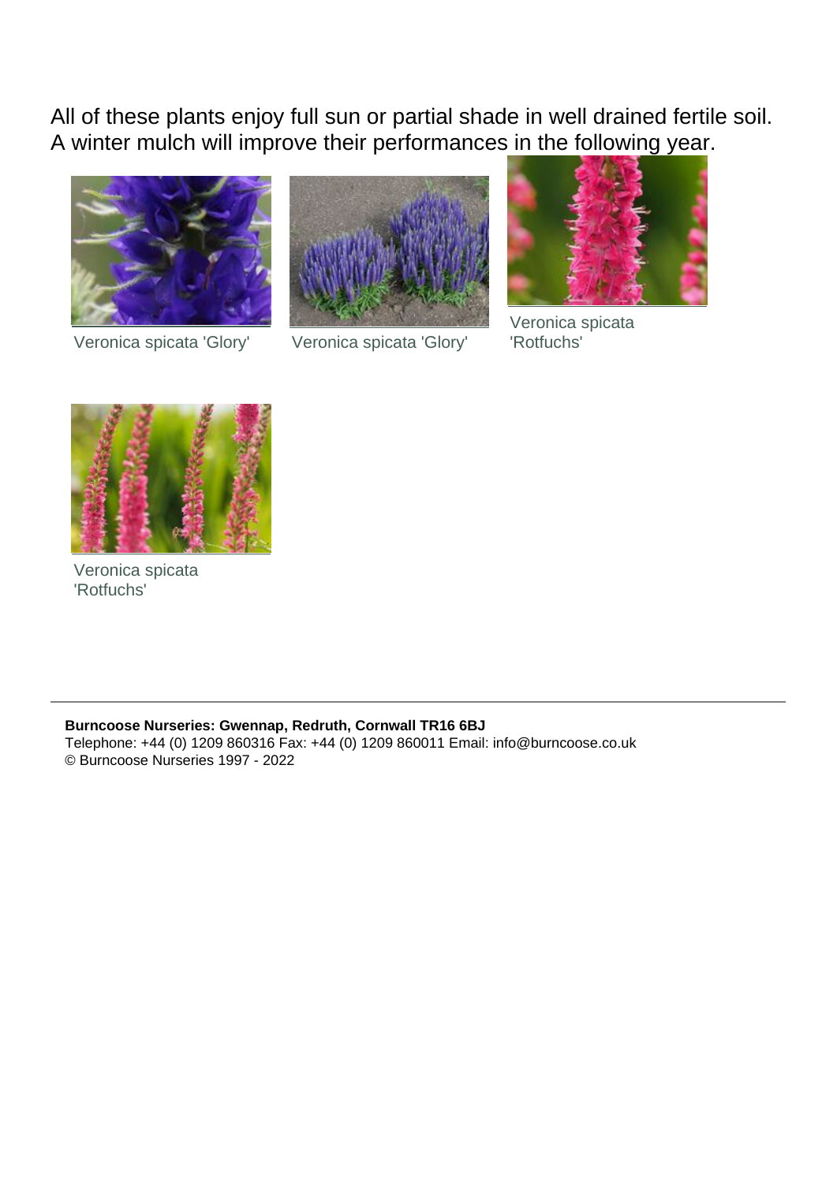All of these plants enjoy full sun or partial shade in well drained fertile soil. A winter mulch will improve their performances in the following year.

Veronica spicata 'Glory'

Veronica spicata 'Glory'

Veronica spicata 'Rotfuchs'

Veronica spicata 'Rotfuchs'

**Burncoose Nurseries: Gwennap, Redruth, Cornwall TR16 6BJ**
Telephone: +44 (0) 1209 860316 Fax: +44 (0) 1209 860011 Email: info@burncoose.co.uk
© Burncoose Nurseries 1997 - 2022